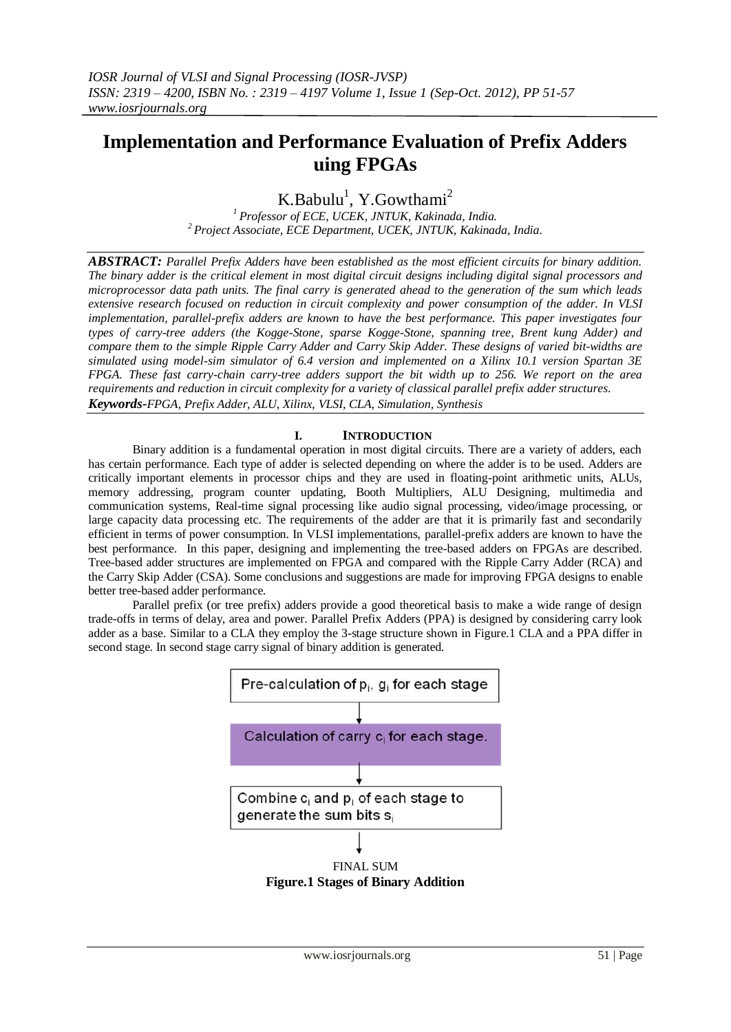# Implementation and Performance Evaluation of Prefix Adders uing FPGAs

K.Babulu[1], Y.Gowthami[2]

[1] *Professor of ECE, UCEK, JNTUK, Kakinada, India.*
[2] *Project Associate, ECE Department, UCEK, JNTUK, Kakinada, India.*

***ABSTRACT:*** *Parallel Prefix Adders have been established as the most efficient circuits for binary addition. The binary adder is the critical element in most digital circuit designs including digital signal processors and microprocessor data path units. The final carry is generated ahead to the generation of the sum which leads extensive research focused on reduction in circuit complexity and power consumption of the adder. In VLSI implementation, parallel-prefix adders are known to have the best performance. This paper investigates four types of carry-tree adders (the Kogge-Stone, sparse Kogge-Stone, spanning tree, Brent kung Adder) and compare them to the simple Ripple Carry Adder and Carry Skip Adder. These designs of varied bit-widths are simulated using model-sim simulator of 6.4 version and implemented on a Xilinx 10.1 version Spartan 3E FPGA. These fast carry-chain carry-tree adders support the bit width up to 256. We report on the area requirements and reduction in circuit complexity for a variety of classical parallel prefix adder structures.*

***Keywords-****FPGA, Prefix Adder, ALU, Xilinx, VLSI, CLA, Simulation, Synthesis*

## I. INTRODUCTION

Binary addition is a fundamental operation in most digital circuits. There are a variety of adders, each has certain performance. Each type of adder is selected depending on where the adder is to be used. Adders are critically important elements in processor chips and they are used in floating-point arithmetic units, ALUs, memory addressing, program counter updating, Booth Multipliers, ALU Designing, multimedia and communication systems, Real-time signal processing like audio signal processing, video/image processing, or large capacity data processing etc. The requirements of the adder are that it is primarily fast and secondarily efficient in terms of power consumption. In VLSI implementations, parallel-prefix adders are known to have the best performance. In this paper, designing and implementing the tree-based adders on FPGAs are described. Tree-based adder structures are implemented on FPGA and compared with the Ripple Carry Adder (RCA) and the Carry Skip Adder (CSA). Some conclusions and suggestions are made for improving FPGA designs to enable better tree-based adder performance.

Parallel prefix (or tree prefix) adders provide a good theoretical basis to make a wide range of design trade-offs in terms of delay, area and power. Parallel Prefix Adders (PPA) is designed by considering carry look adder as a base. Similar to a CLA they employ the 3-stage structure shown in Figure.1 CLA and a PPA differ in second stage. In second stage carry signal of binary addition is generated.

Pre-calculation of $p_i$, $g_i$ for each stage

Calculation of carry $c_i$ for each stage.

Combine $c_i$ and $p_i$ of each stage to generate the sum bits $s_i$

FINAL SUM

**Figure.1 Stages of Binary Addition**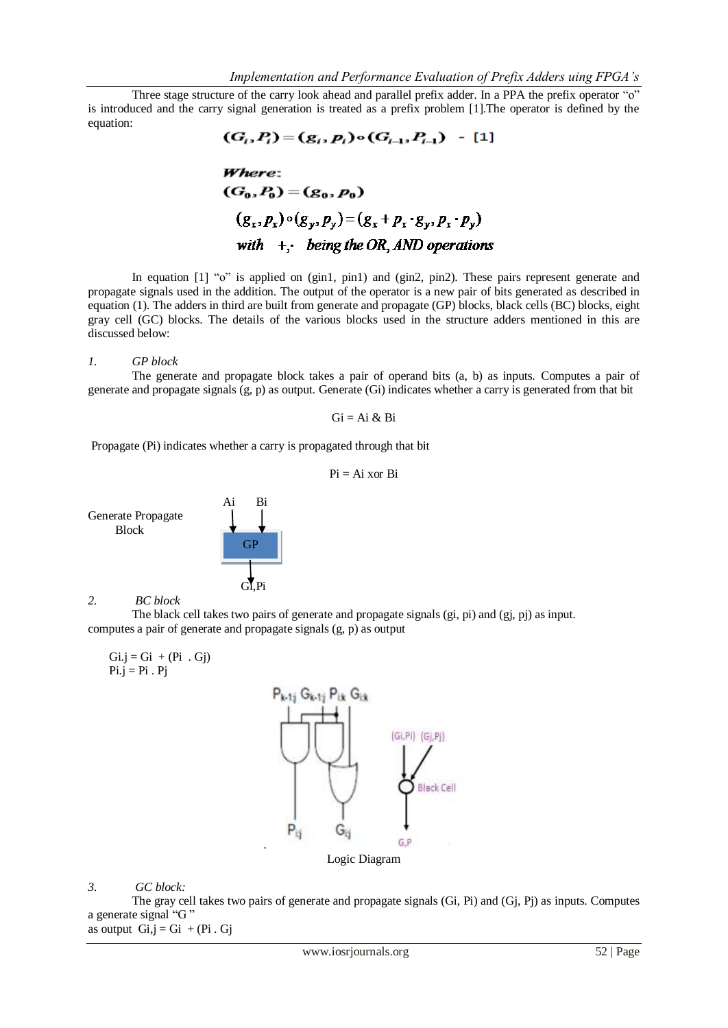Three stage structure of the carry look ahead and parallel prefix adder. In a PPA the prefix operator "o" is introduced and the carry signal generation is treated as a prefix problem [1].The operator is defined by the equation:

$$(G_i, P_i) = (g_i, p_i) \circ (G_{i-1}, P_{i-1}) \quad - [1]$$

*Where*:

$$(G_0, P_0) = (g_0, p_0)$$

$$(g_x, p_x) \circ (g_y, p_y) = (g_x + p_x \cdot g_y, p_x \cdot p_y)$$

*with* $+, \cdot$ *being the OR, AND operations*

In equation [1] "o" is applied on (gin1, pin1) and (gin2, pin2). These pairs represent generate and propagate signals used in the addition. The output of the operator is a new pair of bits generated as described in equation (1). The adders in third are built from generate and propagate (GP) blocks, black cells (BC) blocks, eight gray cell (GC) blocks. The details of the various blocks used in the structure adders mentioned in this are discussed below:

*1. GP block*

The generate and propagate block takes a pair of operand bits (a, b) as inputs. Computes a pair of generate and propagate signals (g, p) as output. Generate (Gi) indicates whether a carry is generated from that bit

$$G_i = A_i \,\&\, B_i$$

Propagate (Pi) indicates whether a carry is propagated through that bit

$$P_i = A_i \text{ xor } B_i$$

Generate Propagate Block

Ai Bi

GP

Gi,Pi

*2. BC block*

The black cell takes two pairs of generate and propagate signals (gi, pi) and (gj, pj) as input. computes a pair of generate and propagate signals (g, p) as output

$$G_{i.j} = G_i + (P_i \cdot G_j)$$
$$P_{i.j} = P_i \cdot P_j$$

$P_{k-1j}$ $G_{k-1j}$ $P_{ik}$ $G_{ik}$

$P_{ij}$ $G_{ij}$

(Gi,Pi) (Gj,Pj)

Black Cell

G,P

Logic Diagram

*3. GC block:*

The gray cell takes two pairs of generate and propagate signals (Gi, Pi) and (Gj, Pj) as inputs. Computes a generate signal "G " as output $G_{i,j} = G_i + (P_i \cdot G_j$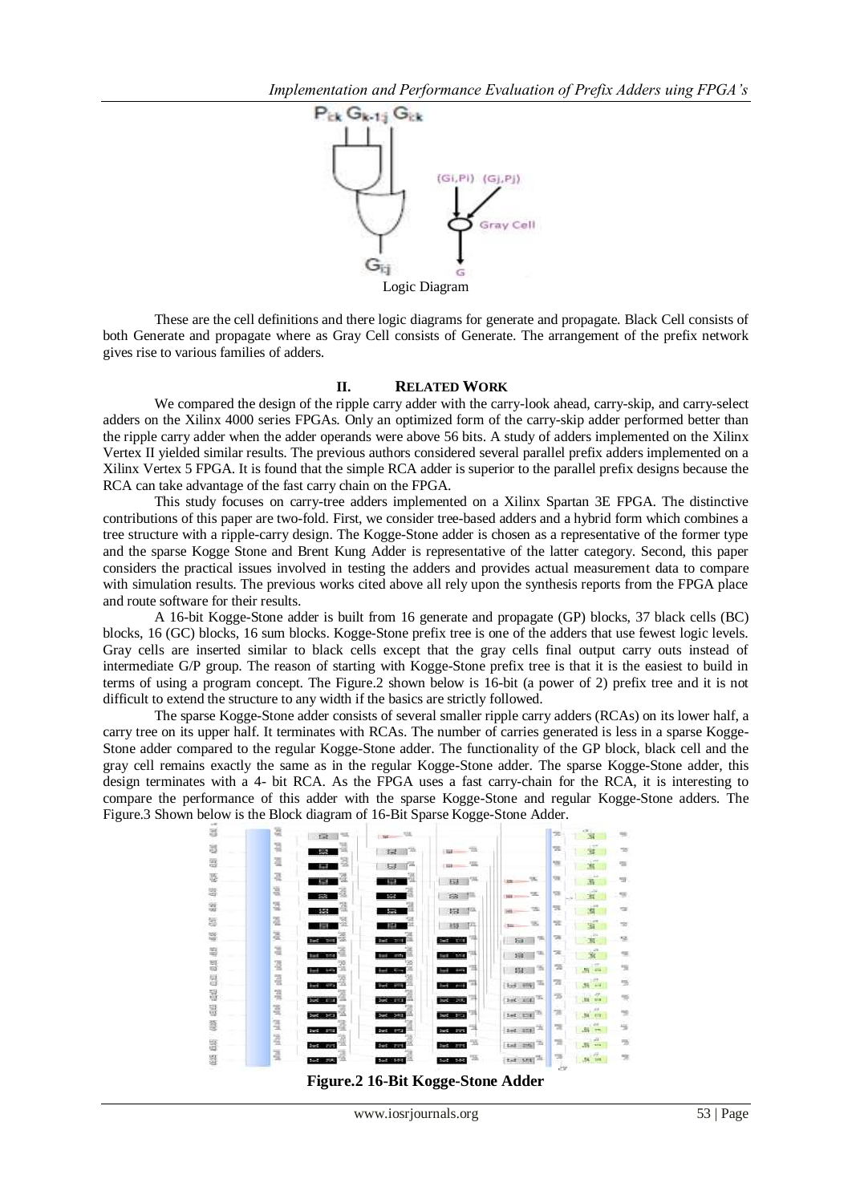$P_{ik}$ $G_{k-1;j}$ $G_{ik}$

$G_{ij}$

(Gi,Pi) (Gj,Pj)

Gray Cell

G

Logic Diagram

These are the cell definitions and there logic diagrams for generate and propagate. Black Cell consists of both Generate and propagate where as Gray Cell consists of Generate. The arrangement of the prefix network gives rise to various families of adders.

## II. RELATED WORK

We compared the design of the ripple carry adder with the carry-look ahead, carry-skip, and carry-select adders on the Xilinx 4000 series FPGAs. Only an optimized form of the carry-skip adder performed better than the ripple carry adder when the adder operands were above 56 bits. A study of adders implemented on the Xilinx Vertex II yielded similar results. The previous authors considered several parallel prefix adders implemented on a Xilinx Vertex 5 FPGA. It is found that the simple RCA adder is superior to the parallel prefix designs because the RCA can take advantage of the fast carry chain on the FPGA.

This study focuses on carry-tree adders implemented on a Xilinx Spartan 3E FPGA. The distinctive contributions of this paper are two-fold. First, we consider tree-based adders and a hybrid form which combines a tree structure with a ripple-carry design. The Kogge-Stone adder is chosen as a representative of the former type and the sparse Kogge Stone and Brent Kung Adder is representative of the latter category. Second, this paper considers the practical issues involved in testing the adders and provides actual measurement data to compare with simulation results. The previous works cited above all rely upon the synthesis reports from the FPGA place and route software for their results.

A 16-bit Kogge-Stone adder is built from 16 generate and propagate (GP) blocks, 37 black cells (BC) blocks, 16 (GC) blocks, 16 sum blocks. Kogge-Stone prefix tree is one of the adders that use fewest logic levels. Gray cells are inserted similar to black cells except that the gray cells final output carry outs instead of intermediate G/P group. The reason of starting with Kogge-Stone prefix tree is that it is the easiest to build in terms of using a program concept. The Figure.2 shown below is 16-bit (a power of 2) prefix tree and it is not difficult to extend the structure to any width if the basics are strictly followed.

The sparse Kogge-Stone adder consists of several smaller ripple carry adders (RCAs) on its lower half, a carry tree on its upper half. It terminates with RCAs. The number of carries generated is less in a sparse Kogge-Stone adder compared to the regular Kogge-Stone adder. The functionality of the GP block, black cell and the gray cell remains exactly the same as in the regular Kogge-Stone adder. The sparse Kogge-Stone adder, this design terminates with a 4- bit RCA. As the FPGA uses a fast carry-chain for the RCA, it is interesting to compare the performance of this adder with the sparse Kogge-Stone and regular Kogge-Stone adders. The Figure.3 Shown below is the Block diagram of 16-Bit Sparse Kogge-Stone Adder.

**Figure.2 16-Bit Kogge-Stone Adder**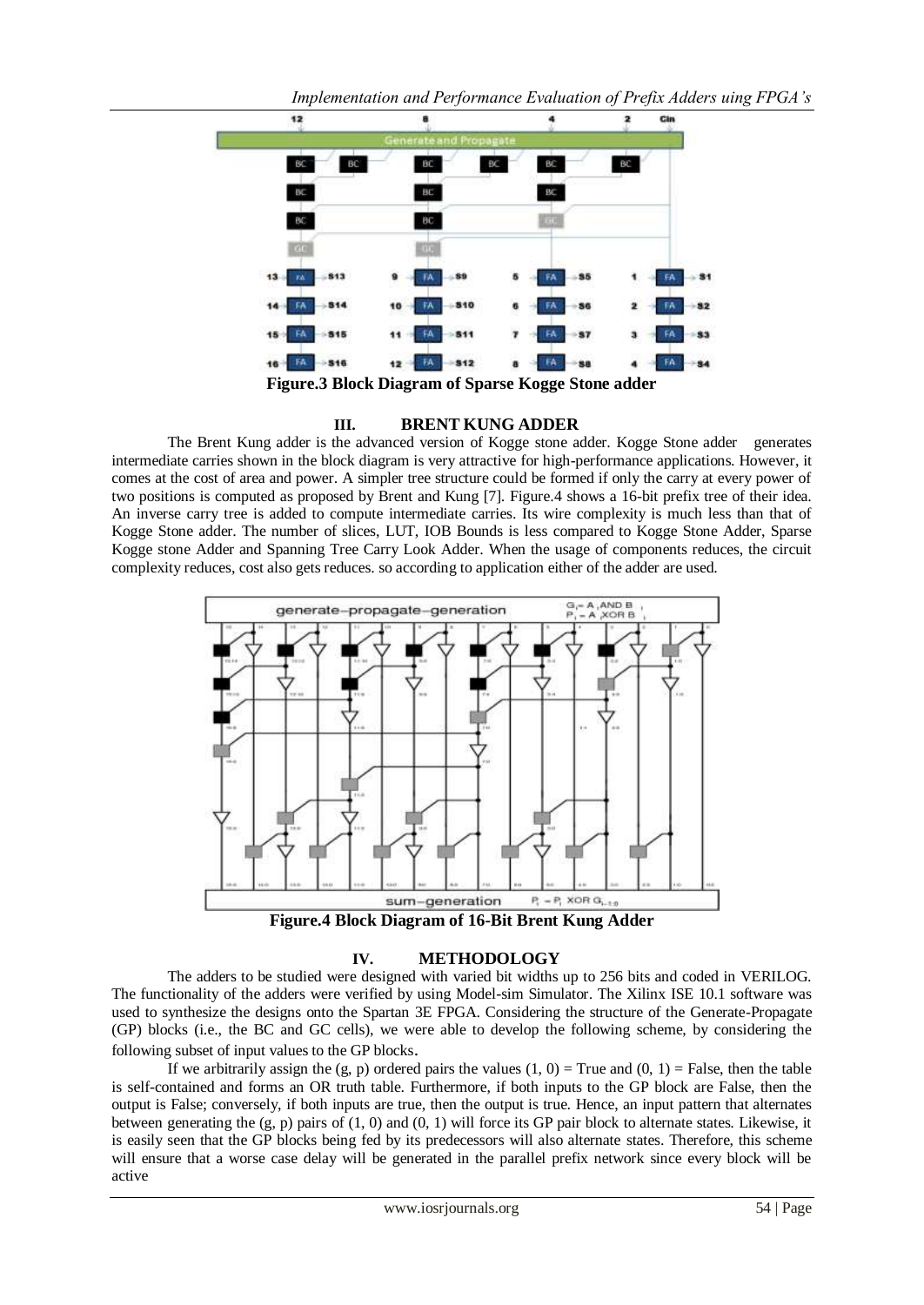**Figure.3 Block Diagram of Sparse Kogge Stone adder**

## III. BRENT KUNG ADDER

The Brent Kung adder is the advanced version of Kogge stone adder. Kogge Stone adder generates intermediate carries shown in the block diagram is very attractive for high-performance applications. However, it comes at the cost of area and power. A simpler tree structure could be formed if only the carry at every power of two positions is computed as proposed by Brent and Kung [7]. Figure.4 shows a 16-bit prefix tree of their idea. An inverse carry tree is added to compute intermediate carries. Its wire complexity is much less than that of Kogge Stone adder. The number of slices, LUT, IOB Bounds is less compared to Kogge Stone Adder, Sparse Kogge stone Adder and Spanning Tree Carry Look Adder. When the usage of components reduces, the circuit complexity reduces, cost also gets reduces. so according to application either of the adder are used.

**Figure.4 Block Diagram of 16-Bit Brent Kung Adder**

## IV. METHODOLOGY

The adders to be studied were designed with varied bit widths up to 256 bits and coded in VERILOG. The functionality of the adders were verified by using Model-sim Simulator. The Xilinx ISE 10.1 software was used to synthesize the designs onto the Spartan 3E FPGA. Considering the structure of the Generate-Propagate (GP) blocks (i.e., the BC and GC cells), we were able to develop the following scheme, by considering the following subset of input values to the GP blocks.

If we arbitrarily assign the (g, p) ordered pairs the values (1, 0) = True and (0, 1) = False, then the table is self-contained and forms an OR truth table. Furthermore, if both inputs to the GP block are False, then the output is False; conversely, if both inputs are true, then the output is true. Hence, an input pattern that alternates between generating the (g, p) pairs of (1, 0) and (0, 1) will force its GP pair block to alternate states. Likewise, it is easily seen that the GP blocks being fed by its predecessors will also alternate states. Therefore, this scheme will ensure that a worse case delay will be generated in the parallel prefix network since every block will be active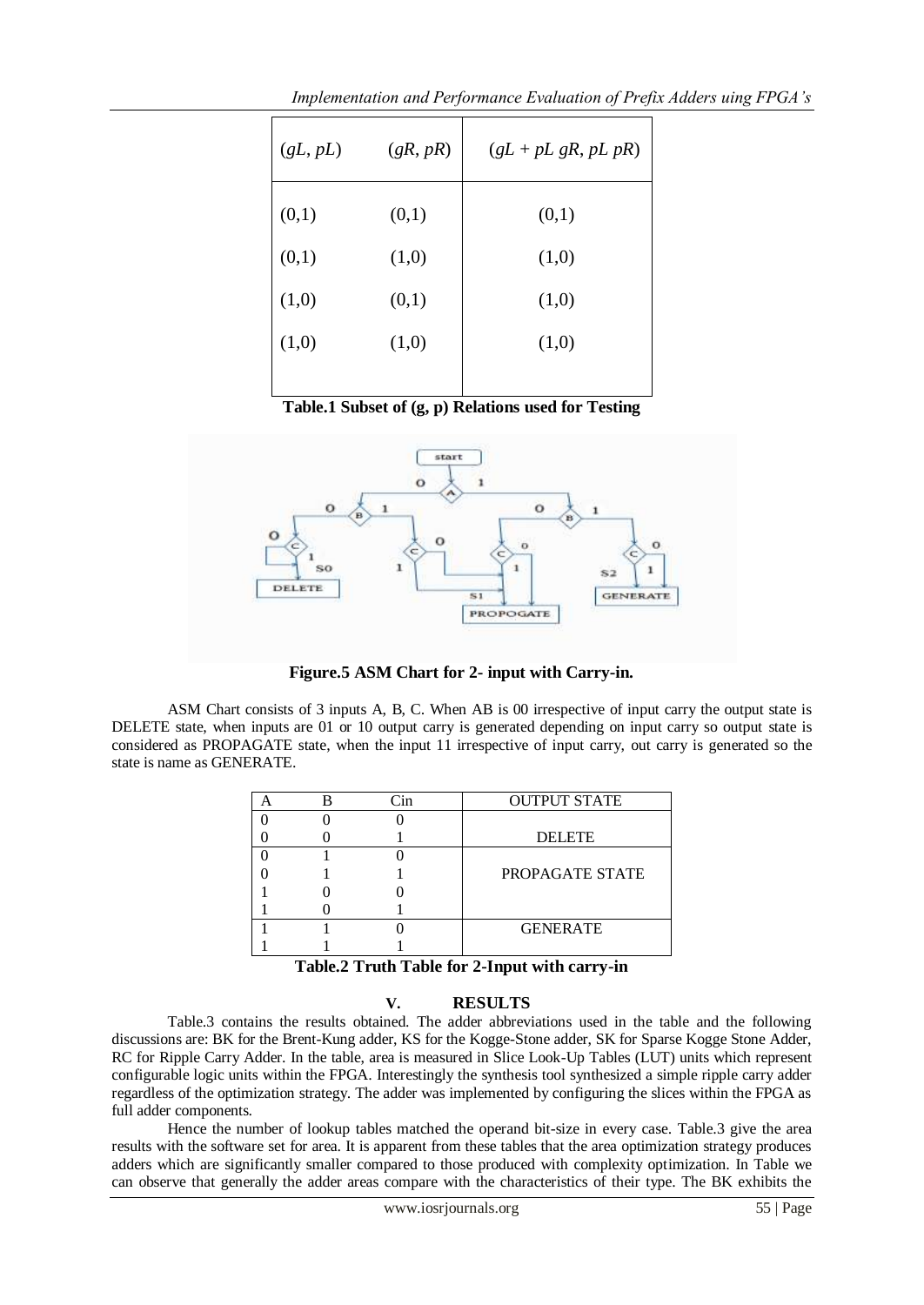| $(gL, pL)$ | $(gR, pR)$ | $(gL + pL\ gR, pL\ pR)$ |
|---|---|---|
| (0,1) | (0,1) | (0,1) |
| (0,1) | (1,0) | (1,0) |
| (1,0) | (0,1) | (1,0) |
| (1,0) | (1,0) | (1,0) |

**Table.1 Subset of (g, p) Relations used for Testing**

start
0 A 1
0 B 1
0 B 1
0 C 1 S0
C 0 1
C 0 1
C 0 1
DELETE
S1
PROPOGATE
S2
GENERATE

**Figure.5 ASM Chart for 2- input with Carry-in.**

ASM Chart consists of 3 inputs A, B, C. When AB is 00 irrespective of input carry the output state is DELETE state, when inputs are 01 or 10 output carry is generated depending on input carry so output state is considered as PROPAGATE state, when the input 11 irrespective of input carry, out carry is generated so the state is name as GENERATE.

| A | B | Cin | OUTPUT STATE |
|---|---|---|---|
| 0 | 0 | 0 | DELETE |
| 0 | 0 | 1 | |
| 0 | 1 | 0 | PROPAGATE STATE |
| 0 | 1 | 1 | |
| 1 | 0 | 0 | |
| 1 | 0 | 1 | |
| 1 | 1 | 0 | GENERATE |
| 1 | 1 | 1 | |

**Table.2 Truth Table for 2-Input with carry-in**

## V. RESULTS

Table.3 contains the results obtained. The adder abbreviations used in the table and the following discussions are: BK for the Brent-Kung adder, KS for the Kogge-Stone adder, SK for Sparse Kogge Stone Adder, RC for Ripple Carry Adder. In the table, area is measured in Slice Look-Up Tables (LUT) units which represent configurable logic units within the FPGA. Interestingly the synthesis tool synthesized a simple ripple carry adder regardless of the optimization strategy. The adder was implemented by configuring the slices within the FPGA as full adder components.

Hence the number of lookup tables matched the operand bit-size in every case. Table.3 give the area results with the software set for area. It is apparent from these tables that the area optimization strategy produces adders which are significantly smaller compared to those produced with complexity optimization. In Table we can observe that generally the adder areas compare with the characteristics of their type. The BK exhibits the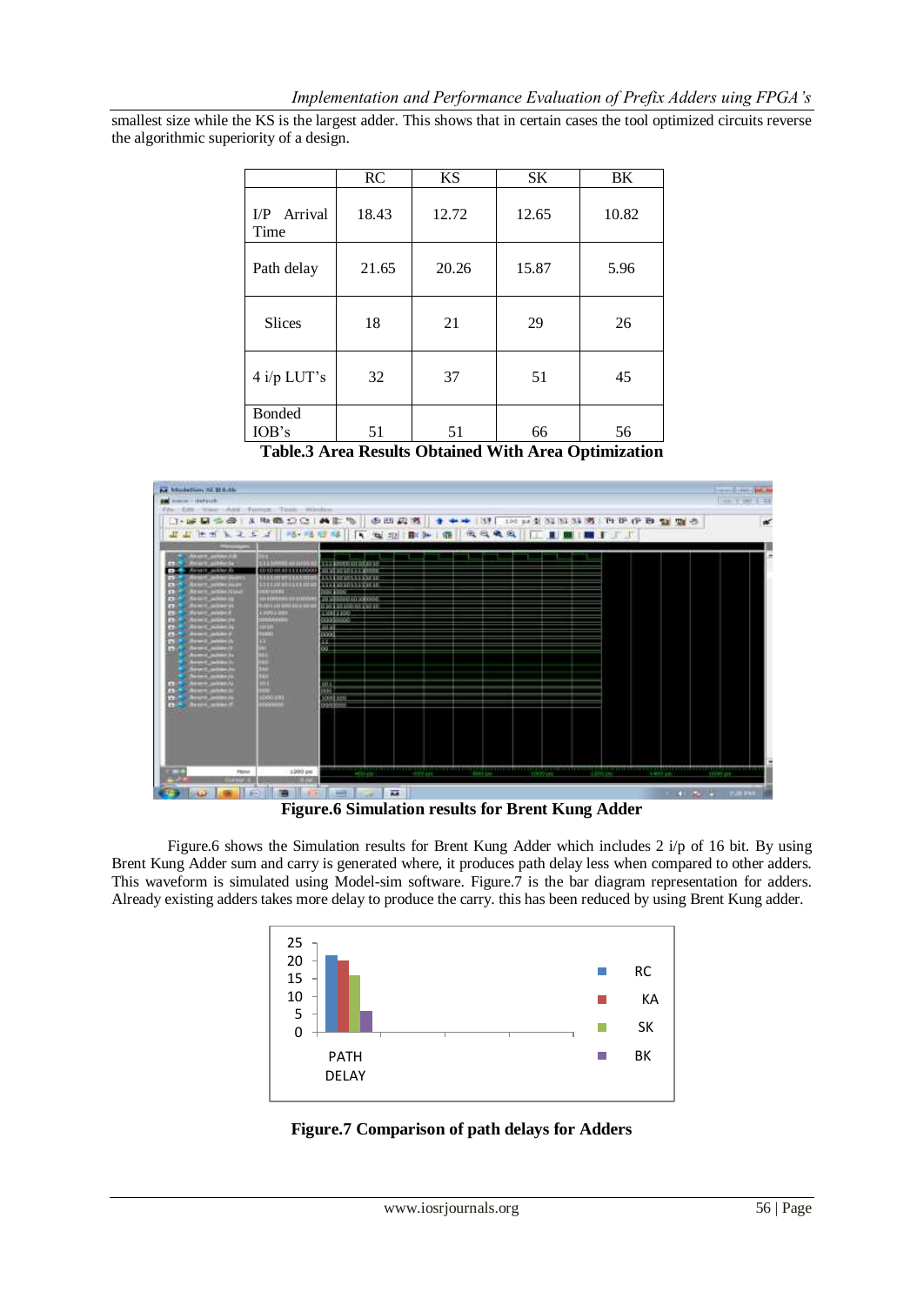smallest size while the KS is the largest adder. This shows that in certain cases the tool optimized circuits reverse the algorithmic superiority of a design.

| | RC | KS | SK | BK |
|---|---|---|---|---|
| I/P Arrival Time | 18.43 | 12.72 | 12.65 | 10.82 |
| Path delay | 21.65 | 20.26 | 15.87 | 5.96 |
| Slices | 18 | 21 | 29 | 26 |
| 4 i/p LUT's | 32 | 37 | 51 | 45 |
| Bonded IOB's | 51 | 51 | 66 | 56 |

**Table.3 Area Results Obtained With Area Optimization**

**Figure.6 Simulation results for Brent Kung Adder**

Figure.6 shows the Simulation results for Brent Kung Adder which includes 2 i/p of 16 bit. By using Brent Kung Adder sum and carry is generated where, it produces path delay less when compared to other adders. This waveform is simulated using Model-sim software. Figure.7 is the bar diagram representation for adders. Already existing adders takes more delay to produce the carry. this has been reduced by using Brent Kung adder.

25
20
15
10
5
0

PATH DELAY

RC
KA
SK
BK

**Figure.7 Comparison of path delays for Adders**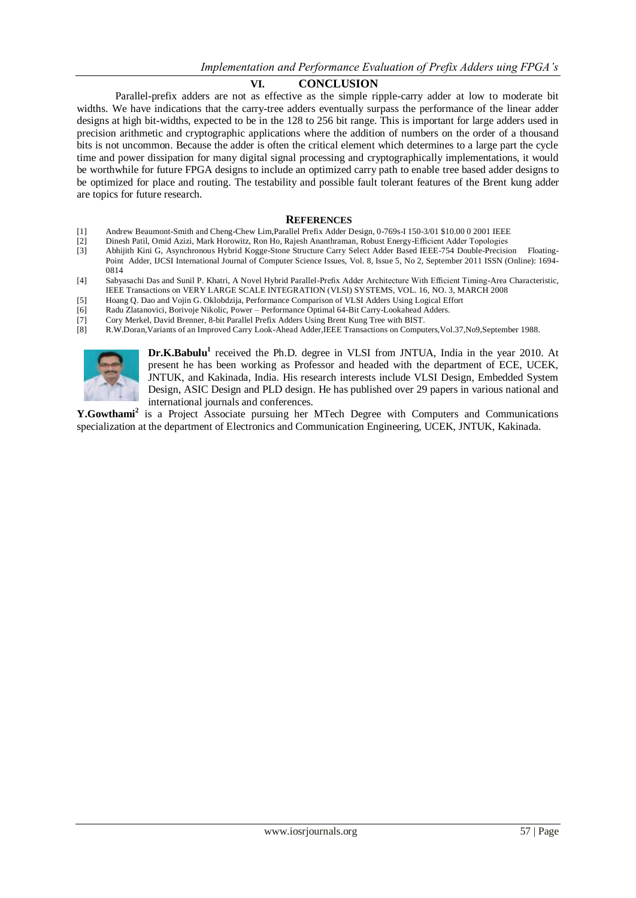## VI. CONCLUSION

Parallel-prefix adders are not as effective as the simple ripple-carry adder at low to moderate bit widths. We have indications that the carry-tree adders eventually surpass the performance of the linear adder designs at high bit-widths, expected to be in the 128 to 256 bit range. This is important for large adders used in precision arithmetic and cryptographic applications where the addition of numbers on the order of a thousand bits is not uncommon. Because the adder is often the critical element which determines to a large part the cycle time and power dissipation for many digital signal processing and cryptographically implementations, it would be worthwhile for future FPGA designs to include an optimized carry path to enable tree based adder designs to be optimized for place and routing. The testability and possible fault tolerant features of the Brent kung adder are topics for future research.

## REFERENCES

[1] Andrew Beaumont-Smith and Cheng-Chew Lim,Parallel Prefix Adder Design, 0-769s-I 150-3/01 $10.00 0 2001 IEEE

[2] Dinesh Patil, Omid Azizi, Mark Horowitz, Ron Ho, Rajesh Ananthraman, Robust Energy-Efficient Adder Topologies

[3] Abhijith Kini G, Asynchronous Hybrid Kogge-Stone Structure Carry Select Adder Based IEEE-754 Double-Precision Floating-Point Adder, IJCSI International Journal of Computer Science Issues, Vol. 8, Issue 5, No 2, September 2011 ISSN (Online): 1694-0814

[4] Sabyasachi Das and Sunil P. Khatri, A Novel Hybrid Parallel-Prefix Adder Architecture With Efficient Timing-Area Characteristic, IEEE Transactions on VERY LARGE SCALE INTEGRATION (VLSI) SYSTEMS, VOL. 16, NO. 3, MARCH 2008

[5] Hoang Q. Dao and Vojin G. Oklobdzija, Performance Comparison of VLSI Adders Using Logical Effort

[6] Radu Zlatanovici, Borivoje Nikolic, Power – Performance Optimal 64-Bit Carry-Lookahead Adders.

[7] Cory Merkel, David Brenner, 8-bit Parallel Prefix Adders Using Brent Kung Tree with BIST.

[8] R.W.Doran,Variants of an Improved Carry Look-Ahead Adder,IEEE Transactions on Computers,Vol.37,No9,September 1988.

**Dr.K.Babulu**[1] received the Ph.D. degree in VLSI from JNTUA, India in the year 2010. At present he has been working as Professor and headed with the department of ECE, UCEK, JNTUK, and Kakinada, India. His research interests include VLSI Design, Embedded System Design, ASIC Design and PLD design. He has published over 29 papers in various national and international journals and conferences.

**Y.Gowthami**[2] is a Project Associate pursuing her MTech Degree with Computers and Communications specialization at the department of Electronics and Communication Engineering, UCEK, JNTUK, Kakinada.